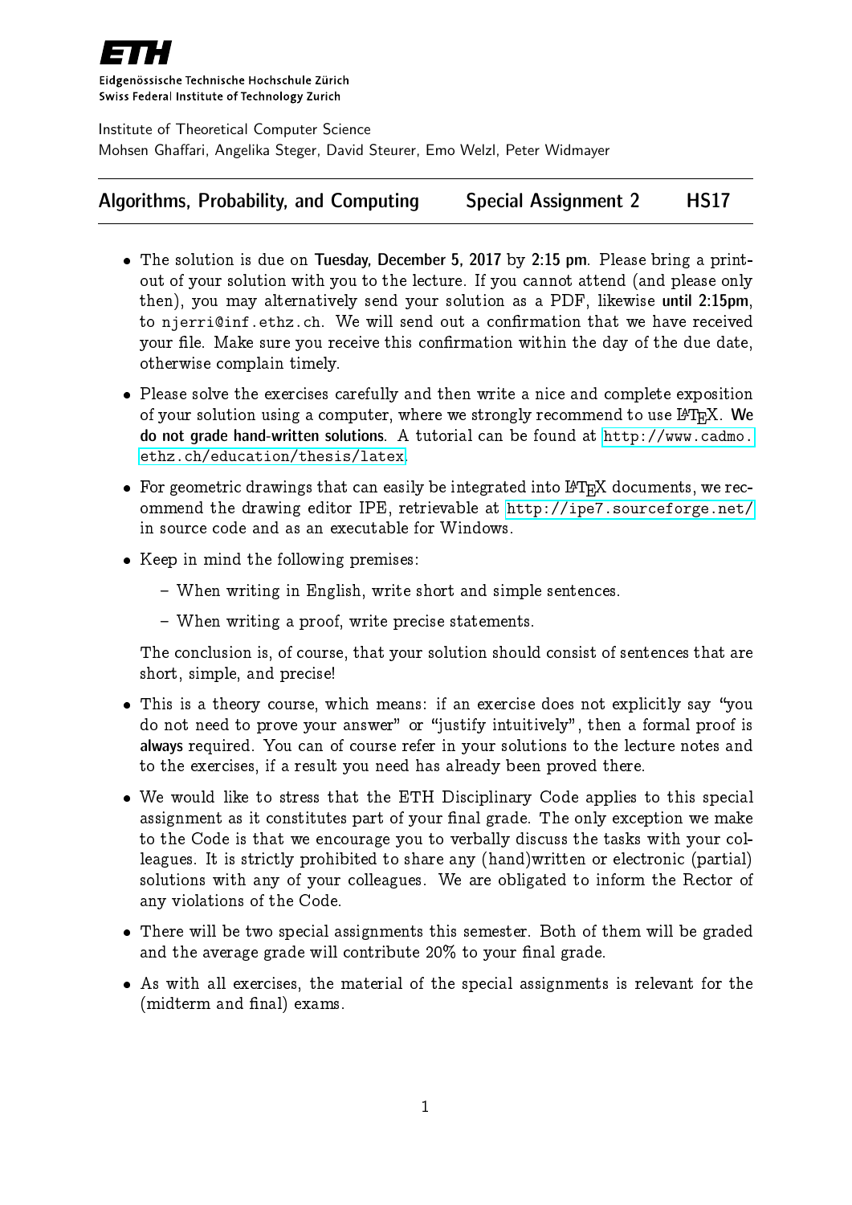**ETH**

Eidgenössische Technische Hochschule Zürich
Swiss Federal Institute of Technology Zurich

Institute of Theoretical Computer Science
Mohsen Ghaffari, Angelika Steger, David Steurer, Emo Welzl, Peter Widmayer

---

**Algorithms, Probability, and Computing** **Special Assignment 2** **HS17**

---

- The solution is due on **Tuesday, December 5, 2017** by **2:15 pm**. Please bring a print-out of your solution with you to the lecture. If you cannot attend (and please only then), you may alternatively send your solution as a PDF, likewise **until 2:15pm**, to njerri@inf.ethz.ch. We will send out a confirmation that we have received your file. Make sure you receive this confirmation within the day of the due date, otherwise complain timely.

- Please solve the exercises carefully and then write a nice and complete exposition of your solution using a computer, where we strongly recommend to use LaTeX. **We do not grade hand-written solutions**. A tutorial can be found at http://www.cadmo.ethz.ch/education/thesis/latex.

- For geometric drawings that can easily be integrated into LaTeX documents, we recommend the drawing editor IPE, retrievable at http://ipe7.sourceforge.net/ in source code and as an executable for Windows.

- Keep in mind the following premises:
  - When writing in English, write short and simple sentences.
  - When writing a proof, write precise statements.

  The conclusion is, of course, that your solution should consist of sentences that are short, simple, and precise!

- This is a theory course, which means: if an exercise does not explicitly say "you do not need to prove your answer" or "justify intuitively", then a formal proof is **always** required. You can of course refer in your solutions to the lecture notes and to the exercises, if a result you need has already been proved there.

- We would like to stress that the ETH Disciplinary Code applies to this special assignment as it constitutes part of your final grade. The only exception we make to the Code is that we encourage you to verbally discuss the tasks with your colleagues. It is strictly prohibited to share any (hand)written or electronic (partial) solutions with any of your colleagues. We are obligated to inform the Rector of any violations of the Code.

- There will be two special assignments this semester. Both of them will be graded and the average grade will contribute 20% to your final grade.

- As with all exercises, the material of the special assignments is relevant for the (midterm and final) exams.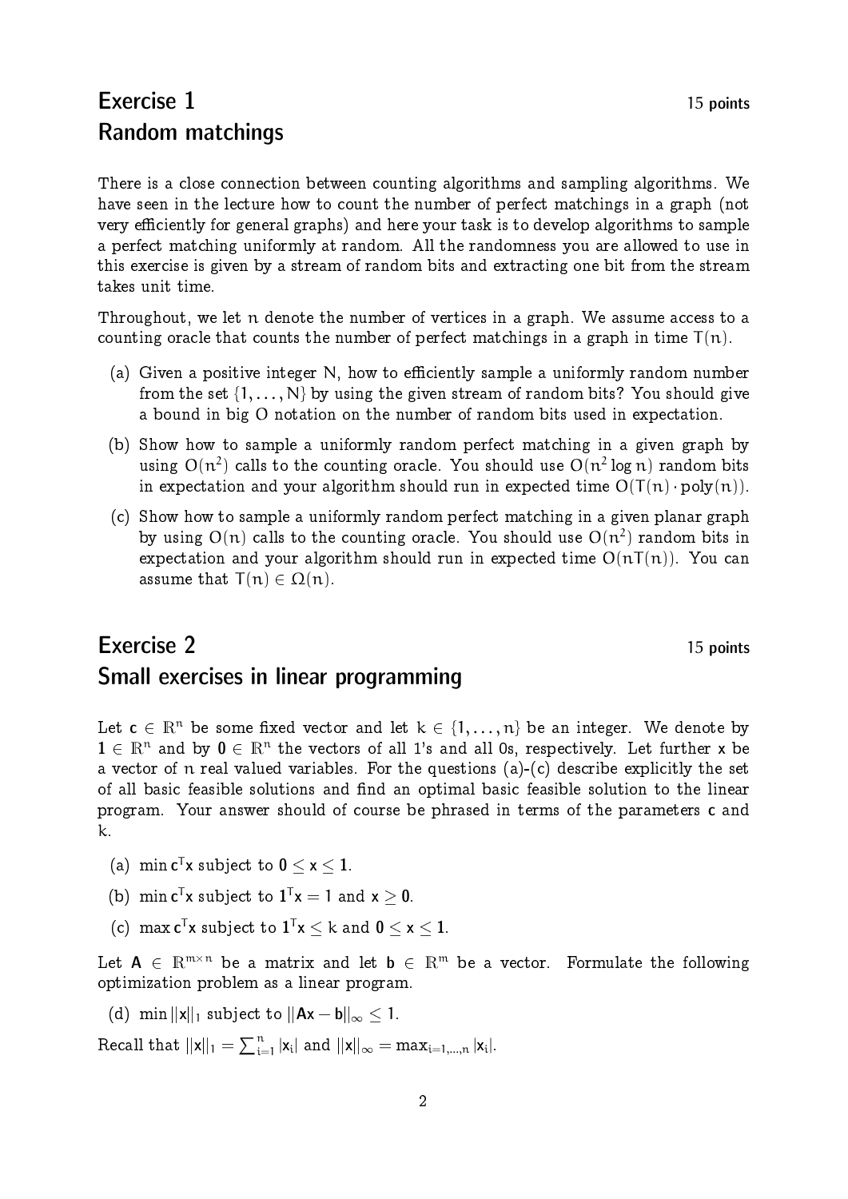## Exercise 1 — 15 points
## Random matchings

There is a close connection between counting algorithms and sampling algorithms. We have seen in the lecture how to count the number of perfect matchings in a graph (not very efficiently for general graphs) and here your task is to develop algorithms to sample a perfect matching uniformly at random. All the randomness you are allowed to use in this exercise is given by a stream of random bits and extracting one bit from the stream takes unit time.

Throughout, we let $n$ denote the number of vertices in a graph. We assume access to a counting oracle that counts the number of perfect matchings in a graph in time $T(n)$.

(a) Given a positive integer $N$, how to efficiently sample a uniformly random number from the set $\{1, \ldots, N\}$ by using the given stream of random bits? You should give a bound in big O notation on the number of random bits used in expectation.

(b) Show how to sample a uniformly random perfect matching in a given graph by using $O(n^2)$ calls to the counting oracle. You should use $O(n^2 \log n)$ random bits in expectation and your algorithm should run in expected time $O(T(n) \cdot \text{poly}(n))$.

(c) Show how to sample a uniformly random perfect matching in a given planar graph by using $O(n)$ calls to the counting oracle. You should use $O(n^2)$ random bits in expectation and your algorithm should run in expected time $O(nT(n))$. You can assume that $T(n) \in \Omega(n)$.

## Exercise 2 — 15 points
## Small exercises in linear programming

Let $\mathbf{c} \in \mathbb{R}^n$ be some fixed vector and let $k \in \{1, \ldots, n\}$ be an integer. We denote by $\mathbf{1} \in \mathbb{R}^n$ and by $\mathbf{0} \in \mathbb{R}^n$ the vectors of all 1's and all 0s, respectively. Let further $\mathbf{x}$ be a vector of $n$ real valued variables. For the questions (a)-(c) describe explicitly the set of all basic feasible solutions and find an optimal basic feasible solution to the linear program. Your answer should of course be phrased in terms of the parameters $\mathbf{c}$ and $k$.

(a) $\min \mathbf{c}^\mathsf{T}\mathbf{x}$ subject to $\mathbf{0} \leq \mathbf{x} \leq \mathbf{1}$.

(b) $\min \mathbf{c}^\mathsf{T}\mathbf{x}$ subject to $\mathbf{1}^\mathsf{T}\mathbf{x} = 1$ and $\mathbf{x} \geq \mathbf{0}$.

(c) $\max \mathbf{c}^\mathsf{T}\mathbf{x}$ subject to $\mathbf{1}^\mathsf{T}\mathbf{x} \leq k$ and $\mathbf{0} \leq \mathbf{x} \leq \mathbf{1}$.

Let $\mathbf{A} \in \mathbb{R}^{m \times n}$ be a matrix and let $\mathbf{b} \in \mathbb{R}^m$ be a vector. Formulate the following optimization problem as a linear program.

(d) $\min ||\mathbf{x}||_1$ subject to $||\mathbf{A}\mathbf{x} - \mathbf{b}||_\infty \leq 1$.

Recall that $||\mathbf{x}||_1 = \sum_{i=1}^{n} |\mathbf{x}_i|$ and $||\mathbf{x}||_\infty = \max_{i=1,\ldots,n} |\mathbf{x}_i|$.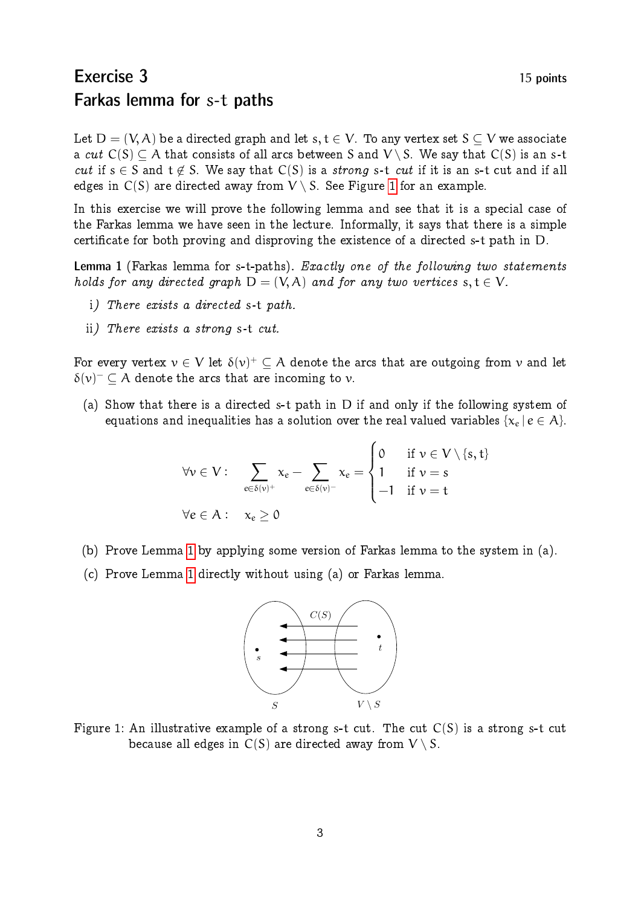## Exercise 3 — 15 points

## Farkas lemma for s-t paths

Let $D = (V, A)$ be a directed graph and let $s, t \in V$. To any vertex set $S \subseteq V$ we associate a *cut* $C(S) \subseteq A$ that consists of all arcs between $S$ and $V \setminus S$. We say that $C(S)$ is an $s$-$t$ *cut* if $s \in S$ and $t \notin S$. We say that $C(S)$ is a *strong* $s$-$t$ *cut* if it is an $s$-$t$ cut and if all edges in $C(S)$ are directed away from $V \setminus S$. See Figure 1 for an example.

In this exercise we will prove the following lemma and see that it is a special case of the Farkas lemma we have seen in the lecture. Informally, it says that there is a simple certificate for both proving and disproving the existence of a directed $s$-$t$ path in $D$.

**Lemma 1** (Farkas lemma for s-t-paths). *Exactly one of the following two statements holds for any directed graph $D = (V, A)$ and for any two vertices $s, t \in V$.*

i) *There exists a directed $s$-$t$ path.*

ii) *There exists a strong $s$-$t$ cut.*

For every vertex $v \in V$ let $\delta(v)^+ \subseteq A$ denote the arcs that are outgoing from $v$ and let $\delta(v)^- \subseteq A$ denote the arcs that are incoming to $v$.

(a) Show that there is a directed $s$-$t$ path in $D$ if and only if the following system of equations and inequalities has a solution over the real valued variables $\{x_e \mid e \in A\}$.

$$\forall v \in V: \quad \sum_{e \in \delta(v)^+} x_e - \sum_{e \in \delta(v)^-} x_e = \begin{cases} 0 & \text{if } v \in V \setminus \{s, t\} \\ 1 & \text{if } v = s \\ -1 & \text{if } v = t \end{cases}$$

$$\forall e \in A: \quad x_e \geq 0$$

(b) Prove Lemma 1 by applying some version of Farkas lemma to the system in (a).

(c) Prove Lemma 1 directly without using (a) or Farkas lemma.

$C(S)$

$s$

$t$

$S$

$V \setminus S$

Figure 1: An illustrative example of a strong $s$-$t$ cut. The cut $C(S)$ is a strong $s$-$t$ cut because all edges in $C(S)$ are directed away from $V \setminus S$.